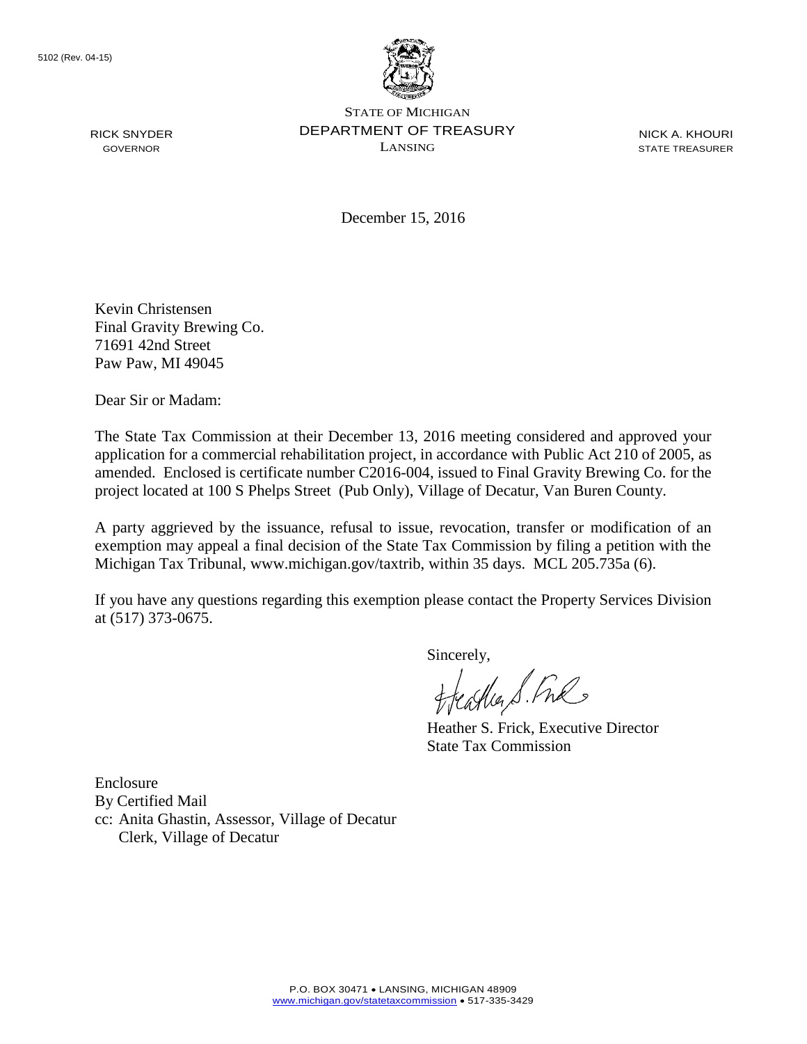5102 (Rev. 04-15)

STATE OF MICHIGAN
DEPARTMENT OF TREASURY
LANSING

RICK SNYDER
GOVERNOR

NICK A. KHOURI
STATE TREASURER

December 15, 2016

Kevin Christensen
Final Gravity Brewing Co.
71691 42nd Street
Paw Paw, MI 49045

Dear Sir or Madam:

The State Tax Commission at their December 13, 2016 meeting considered and approved your application for a commercial rehabilitation project, in accordance with Public Act 210 of 2005, as amended. Enclosed is certificate number C2016-004, issued to Final Gravity Brewing Co. for the project located at 100 S Phelps Street (Pub Only), Village of Decatur, Van Buren County.

A party aggrieved by the issuance, refusal to issue, revocation, transfer or modification of an exemption may appeal a final decision of the State Tax Commission by filing a petition with the Michigan Tax Tribunal, www.michigan.gov/taxtrib, within 35 days. MCL 205.735a (6).

If you have any questions regarding this exemption please contact the Property Services Division at (517) 373-0675.

Sincerely,

Heather S. Frick, Executive Director
State Tax Commission

Enclosure
By Certified Mail
cc: Anita Ghastin, Assessor, Village of Decatur
Clerk, Village of Decatur

P.O. BOX 30471 • LANSING, MICHIGAN 48909
www.michigan.gov/statetaxcommission • 517-335-3429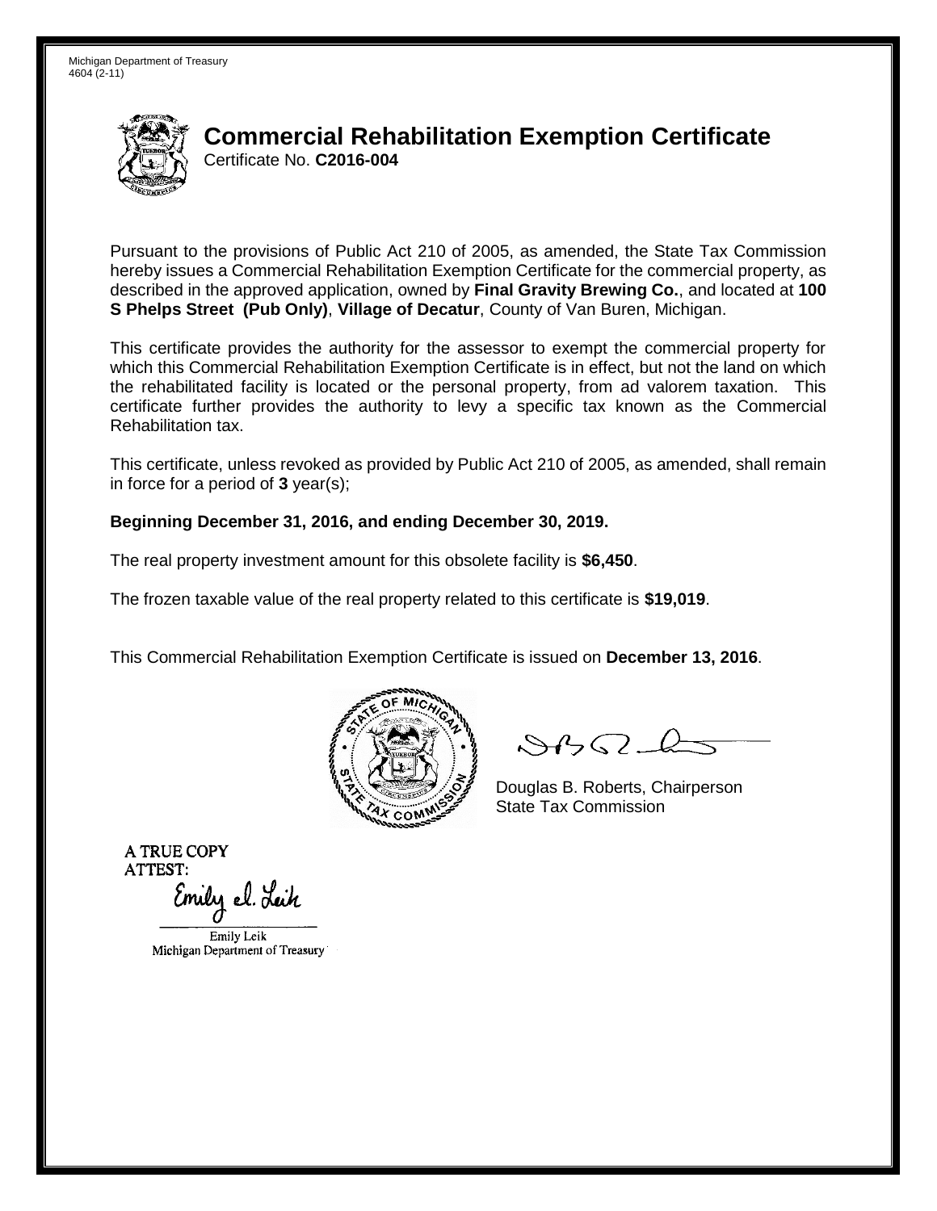Michigan Department of Treasury
4604 (2-11)

# Commercial Rehabilitation Exemption Certificate

Certificate No. **C2016-004**

Pursuant to the provisions of Public Act 210 of 2005, as amended, the State Tax Commission hereby issues a Commercial Rehabilitation Exemption Certificate for the commercial property, as described in the approved application, owned by **Final Gravity Brewing Co.**, and located at **100 S Phelps Street (Pub Only)**, **Village of Decatur**, County of Van Buren, Michigan.

This certificate provides the authority for the assessor to exempt the commercial property for which this Commercial Rehabilitation Exemption Certificate is in effect, but not the land on which the rehabilitated facility is located or the personal property, from ad valorem taxation. This certificate further provides the authority to levy a specific tax known as the Commercial Rehabilitation tax.

This certificate, unless revoked as provided by Public Act 210 of 2005, as amended, shall remain in force for a period of **3** year(s);

**Beginning December 31, 2016, and ending December 30, 2019.**

The real property investment amount for this obsolete facility is **$6,450**.

The frozen taxable value of the real property related to this certificate is **$19,019**.

This Commercial Rehabilitation Exemption Certificate is issued on **December 13, 2016**.

Douglas B. Roberts, Chairperson
State Tax Commission

A TRUE COPY
ATTEST:

Emily Leik
Michigan Department of Treasury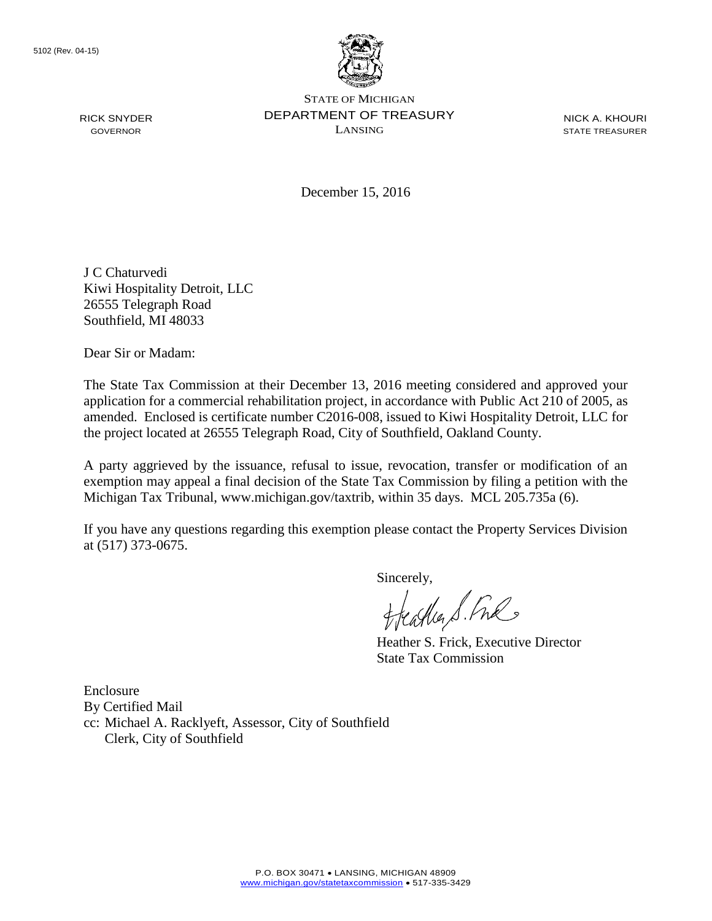5102 (Rev. 04-15)

STATE OF MICHIGAN
DEPARTMENT OF TREASURY
LANSING

RICK SNYDER
GOVERNOR

NICK A. KHOURI
STATE TREASURER

December 15, 2016

J C Chaturvedi
Kiwi Hospitality Detroit, LLC
26555 Telegraph Road
Southfield, MI 48033

Dear Sir or Madam:

The State Tax Commission at their December 13, 2016 meeting considered and approved your application for a commercial rehabilitation project, in accordance with Public Act 210 of 2005, as amended. Enclosed is certificate number C2016-008, issued to Kiwi Hospitality Detroit, LLC for the project located at 26555 Telegraph Road, City of Southfield, Oakland County.

A party aggrieved by the issuance, refusal to issue, revocation, transfer or modification of an exemption may appeal a final decision of the State Tax Commission by filing a petition with the Michigan Tax Tribunal, www.michigan.gov/taxtrib, within 35 days. MCL 205.735a (6).

If you have any questions regarding this exemption please contact the Property Services Division at (517) 373-0675.

Sincerely,

Heather S. Frick, Executive Director
State Tax Commission

Enclosure
By Certified Mail
cc: Michael A. Racklyeft, Assessor, City of Southfield
Clerk, City of Southfield

P.O. BOX 30471 • LANSING, MICHIGAN 48909
www.michigan.gov/statetaxcommission • 517-335-3429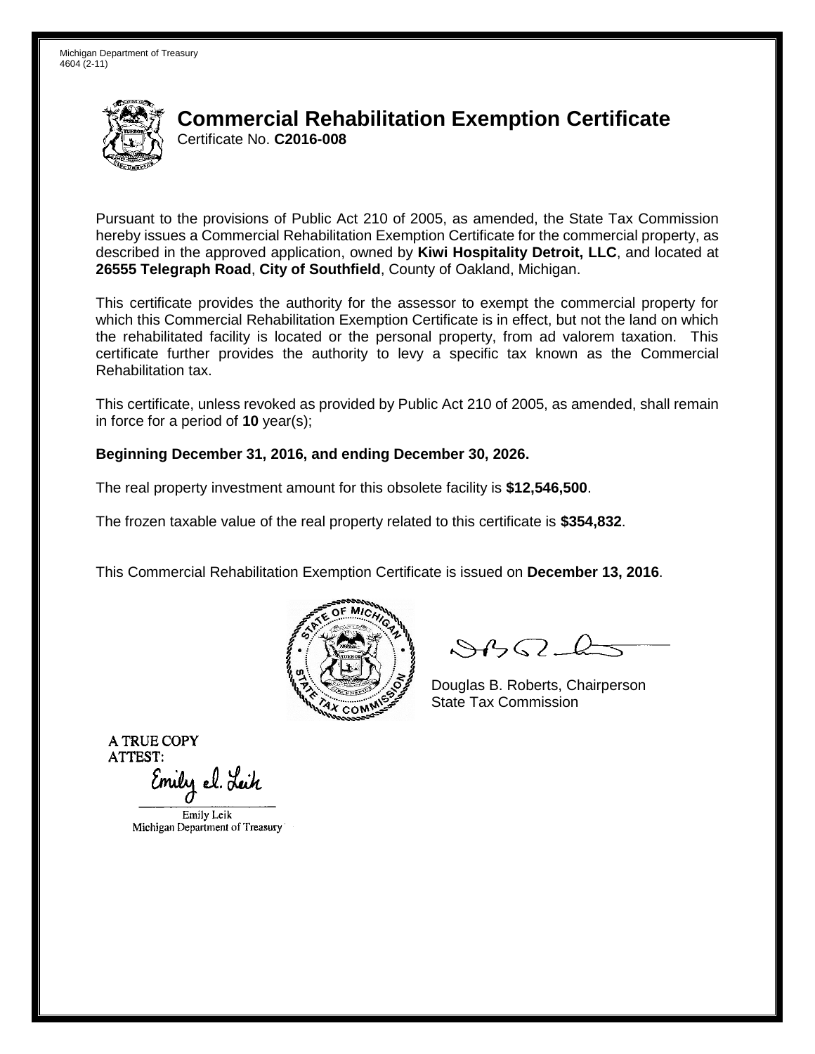Michigan Department of Treasury
4604 (2-11)

# Commercial Rehabilitation Exemption Certificate

Certificate No. **C2016-008**

Pursuant to the provisions of Public Act 210 of 2005, as amended, the State Tax Commission hereby issues a Commercial Rehabilitation Exemption Certificate for the commercial property, as described in the approved application, owned by **Kiwi Hospitality Detroit, LLC**, and located at **26555 Telegraph Road**, **City of Southfield**, County of Oakland, Michigan.

This certificate provides the authority for the assessor to exempt the commercial property for which this Commercial Rehabilitation Exemption Certificate is in effect, but not the land on which the rehabilitated facility is located or the personal property, from ad valorem taxation. This certificate further provides the authority to levy a specific tax known as the Commercial Rehabilitation tax.

This certificate, unless revoked as provided by Public Act 210 of 2005, as amended, shall remain in force for a period of **10** year(s);

**Beginning December 31, 2016, and ending December 30, 2026.**

The real property investment amount for this obsolete facility is **$12,546,500**.

The frozen taxable value of the real property related to this certificate is **$354,832**.

This Commercial Rehabilitation Exemption Certificate is issued on **December 13, 2016**.

Douglas B. Roberts, Chairperson
State Tax Commission

A TRUE COPY
ATTEST:

Emily Leik
Michigan Department of Treasury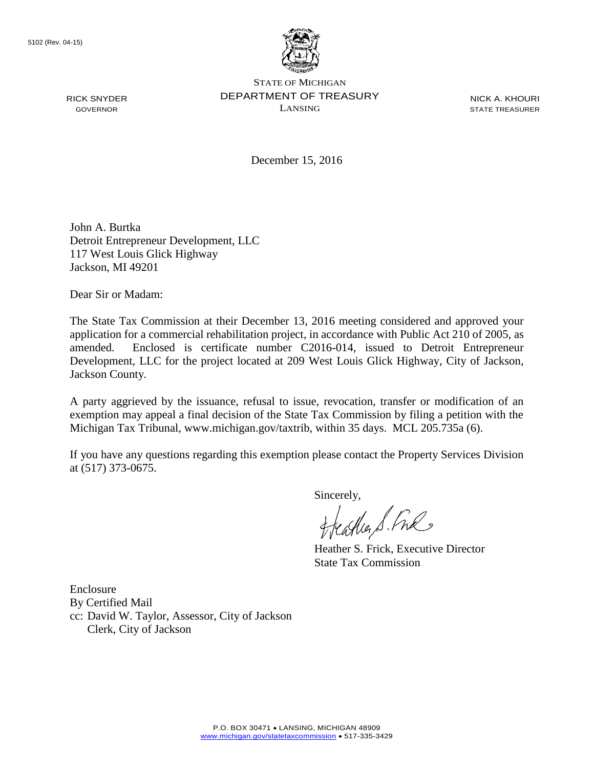5102 (Rev. 04-15)

STATE OF MICHIGAN
DEPARTMENT OF TREASURY
LANSING

RICK SNYDER
GOVERNOR

NICK A. KHOURI
STATE TREASURER

December 15, 2016

John A. Burtka
Detroit Entrepreneur Development, LLC
117 West Louis Glick Highway
Jackson, MI 49201

Dear Sir or Madam:

The State Tax Commission at their December 13, 2016 meeting considered and approved your application for a commercial rehabilitation project, in accordance with Public Act 210 of 2005, as amended. Enclosed is certificate number C2016-014, issued to Detroit Entrepreneur Development, LLC for the project located at 209 West Louis Glick Highway, City of Jackson, Jackson County.

A party aggrieved by the issuance, refusal to issue, revocation, transfer or modification of an exemption may appeal a final decision of the State Tax Commission by filing a petition with the Michigan Tax Tribunal, www.michigan.gov/taxtrib, within 35 days. MCL 205.735a (6).

If you have any questions regarding this exemption please contact the Property Services Division at (517) 373-0675.

Sincerely,

Heather S. Frick, Executive Director
State Tax Commission

Enclosure
By Certified Mail
cc: David W. Taylor, Assessor, City of Jackson
Clerk, City of Jackson

P.O. BOX 30471 • LANSING, MICHIGAN 48909
www.michigan.gov/statetaxcommission • 517-335-3429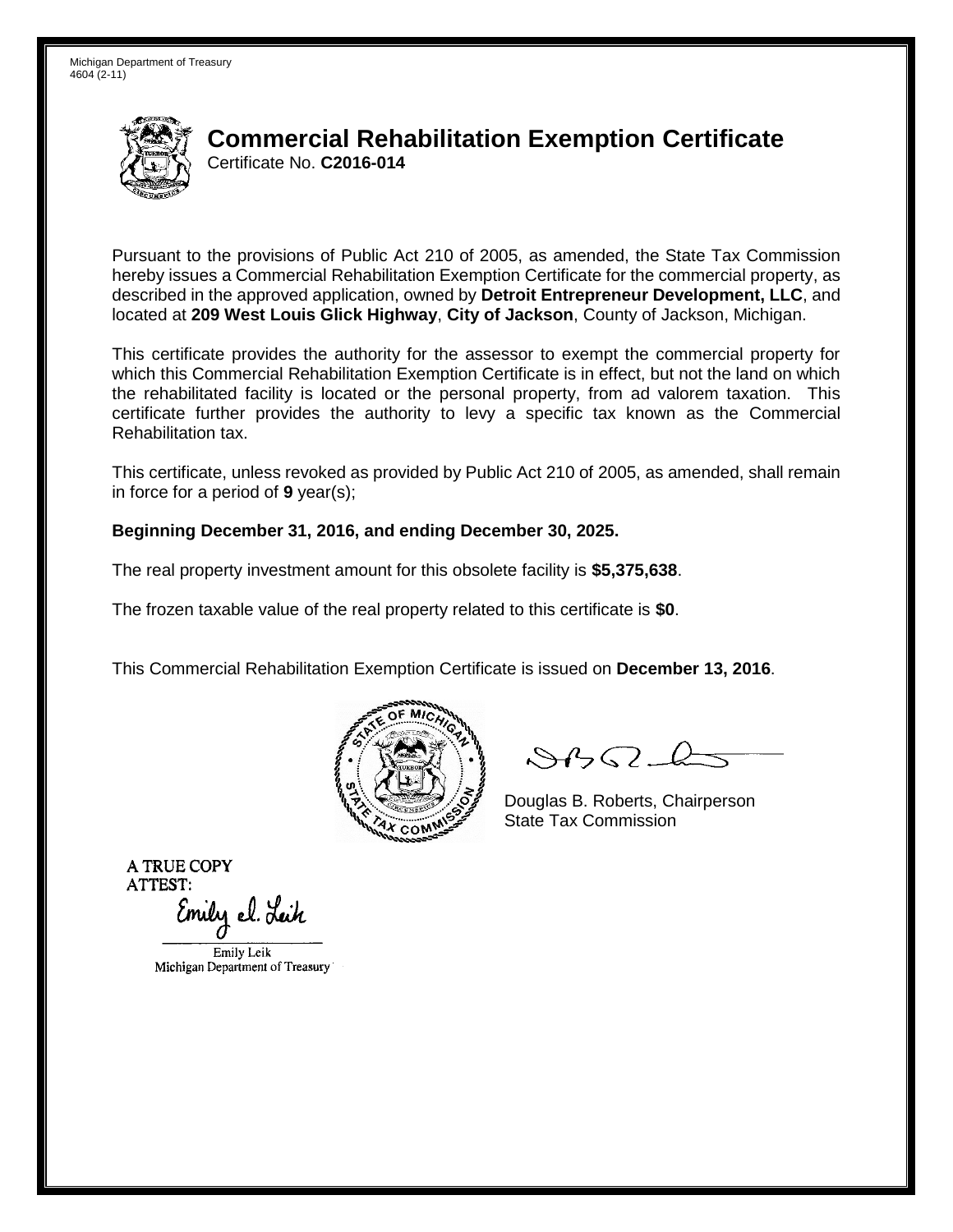Michigan Department of Treasury
4604 (2-11)

# Commercial Rehabilitation Exemption Certificate

Certificate No. **C2016-014**

Pursuant to the provisions of Public Act 210 of 2005, as amended, the State Tax Commission hereby issues a Commercial Rehabilitation Exemption Certificate for the commercial property, as described in the approved application, owned by **Detroit Entrepreneur Development, LLC**, and located at **209 West Louis Glick Highway**, **City of Jackson**, County of Jackson, Michigan.

This certificate provides the authority for the assessor to exempt the commercial property for which this Commercial Rehabilitation Exemption Certificate is in effect, but not the land on which the rehabilitated facility is located or the personal property, from ad valorem taxation. This certificate further provides the authority to levy a specific tax known as the Commercial Rehabilitation tax.

This certificate, unless revoked as provided by Public Act 210 of 2005, as amended, shall remain in force for a period of **9** year(s);

**Beginning December 31, 2016, and ending December 30, 2025.**

The real property investment amount for this obsolete facility is **$5,375,638**.

The frozen taxable value of the real property related to this certificate is **$0**.

This Commercial Rehabilitation Exemption Certificate is issued on **December 13, 2016**.

Douglas B. Roberts, Chairperson
State Tax Commission

A TRUE COPY
ATTEST:

Emily Leik
Michigan Department of Treasury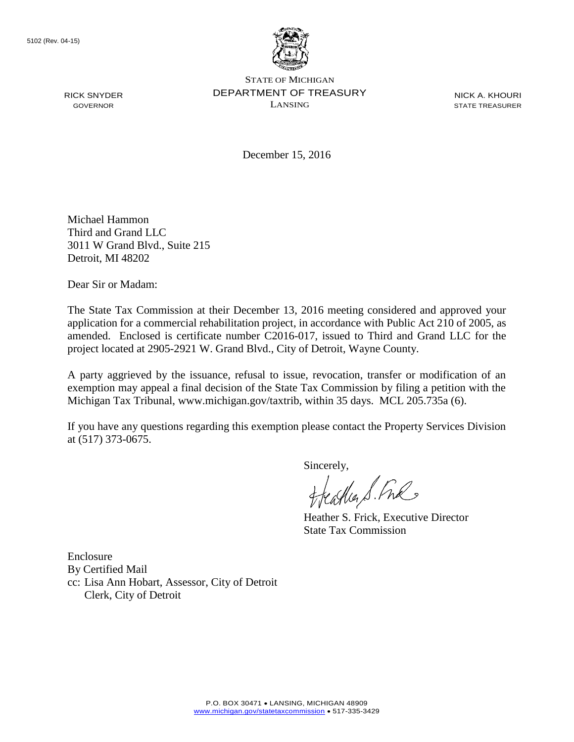5102 (Rev. 04-15)

STATE OF MICHIGAN
DEPARTMENT OF TREASURY
LANSING

RICK SNYDER
GOVERNOR

NICK A. KHOURI
STATE TREASURER

December 15, 2016

Michael Hammon
Third and Grand LLC
3011 W Grand Blvd., Suite 215
Detroit, MI 48202

Dear Sir or Madam:

The State Tax Commission at their December 13, 2016 meeting considered and approved your application for a commercial rehabilitation project, in accordance with Public Act 210 of 2005, as amended. Enclosed is certificate number C2016-017, issued to Third and Grand LLC for the project located at 2905-2921 W. Grand Blvd., City of Detroit, Wayne County.

A party aggrieved by the issuance, refusal to issue, revocation, transfer or modification of an exemption may appeal a final decision of the State Tax Commission by filing a petition with the Michigan Tax Tribunal, www.michigan.gov/taxtrib, within 35 days. MCL 205.735a (6).

If you have any questions regarding this exemption please contact the Property Services Division at (517) 373-0675.

Sincerely,

Heather S. Frick, Executive Director
State Tax Commission

Enclosure
By Certified Mail
cc: Lisa Ann Hobart, Assessor, City of Detroit
 Clerk, City of Detroit

P.O. BOX 30471 • LANSING, MICHIGAN 48909
www.michigan.gov/statetaxcommission • 517-335-3429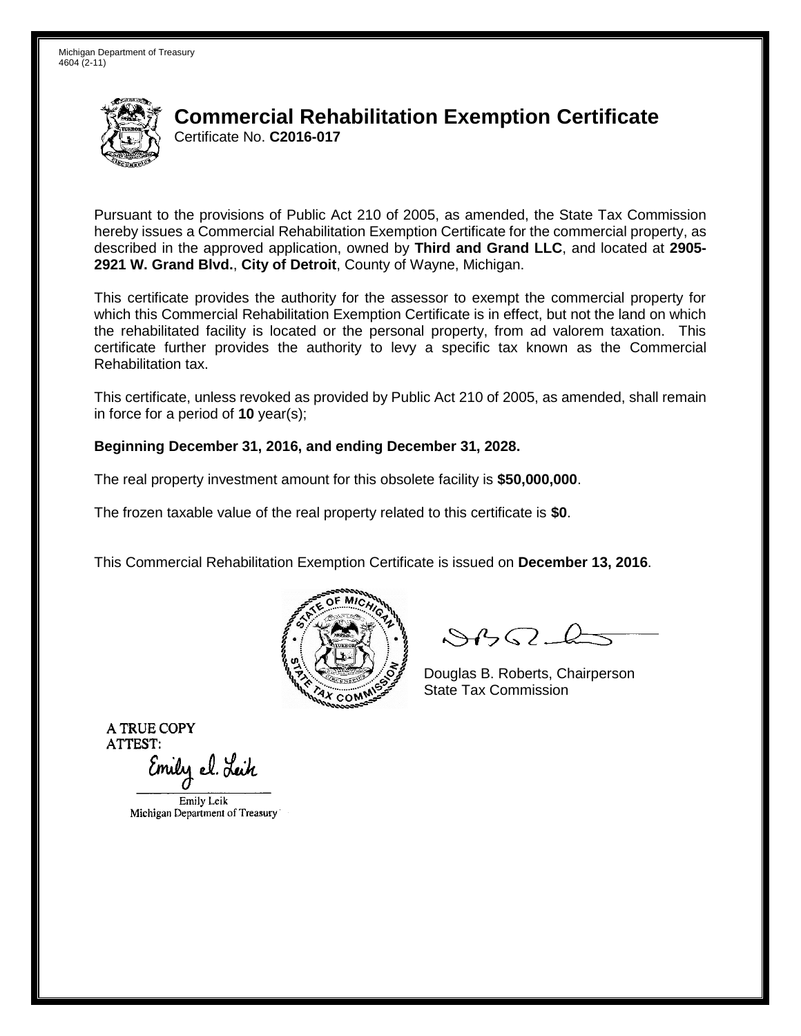Michigan Department of Treasury
4604 (2-11)

# Commercial Rehabilitation Exemption Certificate

Certificate No. **C2016-017**

Pursuant to the provisions of Public Act 210 of 2005, as amended, the State Tax Commission hereby issues a Commercial Rehabilitation Exemption Certificate for the commercial property, as described in the approved application, owned by **Third and Grand LLC**, and located at **2905-2921 W. Grand Blvd.**, **City of Detroit**, County of Wayne, Michigan.

This certificate provides the authority for the assessor to exempt the commercial property for which this Commercial Rehabilitation Exemption Certificate is in effect, but not the land on which the rehabilitated facility is located or the personal property, from ad valorem taxation. This certificate further provides the authority to levy a specific tax known as the Commercial Rehabilitation tax.

This certificate, unless revoked as provided by Public Act 210 of 2005, as amended, shall remain in force for a period of **10** year(s);

**Beginning December 31, 2016, and ending December 31, 2028.**

The real property investment amount for this obsolete facility is **$50,000,000**.

The frozen taxable value of the real property related to this certificate is **$0**.

This Commercial Rehabilitation Exemption Certificate is issued on **December 13, 2016**.

Douglas B. Roberts, Chairperson
State Tax Commission

A TRUE COPY
ATTEST:

Emily Leik
Michigan Department of Treasury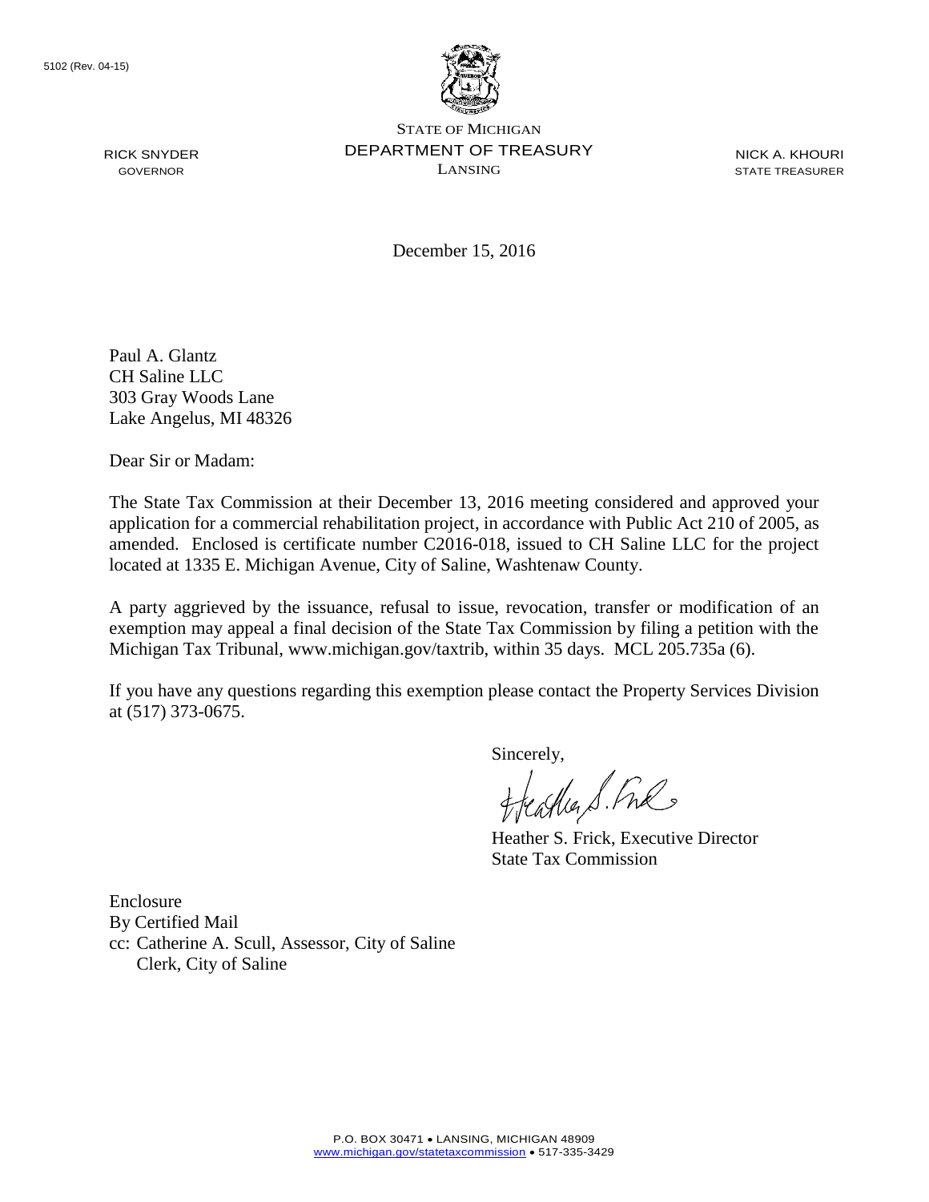5102 (Rev. 04-15)

RICK SNYDER
GOVERNOR

STATE OF MICHIGAN
DEPARTMENT OF TREASURY
LANSING

NICK A. KHOURI
STATE TREASURER

December 15, 2016

Paul A. Glantz
CH Saline LLC
303 Gray Woods Lane
Lake Angelus, MI 48326

Dear Sir or Madam:

The State Tax Commission at their December 13, 2016 meeting considered and approved your application for a commercial rehabilitation project, in accordance with Public Act 210 of 2005, as amended. Enclosed is certificate number C2016-018, issued to CH Saline LLC for the project located at 1335 E. Michigan Avenue, City of Saline, Washtenaw County.

A party aggrieved by the issuance, refusal to issue, revocation, transfer or modification of an exemption may appeal a final decision of the State Tax Commission by filing a petition with the Michigan Tax Tribunal, www.michigan.gov/taxtrib, within 35 days. MCL 205.735a (6).

If you have any questions regarding this exemption please contact the Property Services Division at (517) 373-0675.

Sincerely,

Heather S. Frick, Executive Director
State Tax Commission

Enclosure
By Certified Mail
cc: Catherine A. Scull, Assessor, City of Saline
Clerk, City of Saline

P.O. BOX 30471 • LANSING, MICHIGAN 48909
www.michigan.gov/statetaxcommission • 517-335-3429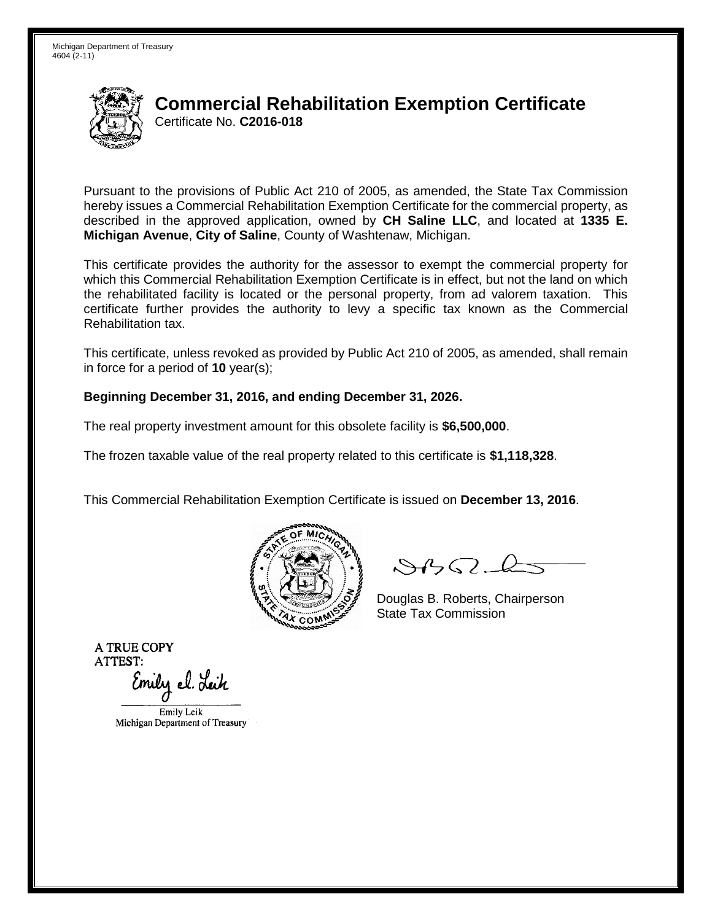Michigan Department of Treasury
4604 (2-11)

# Commercial Rehabilitation Exemption Certificate

Certificate No. **C2016-018**

Pursuant to the provisions of Public Act 210 of 2005, as amended, the State Tax Commission hereby issues a Commercial Rehabilitation Exemption Certificate for the commercial property, as described in the approved application, owned by **CH Saline LLC**, and located at **1335 E. Michigan Avenue**, **City of Saline**, County of Washtenaw, Michigan.

This certificate provides the authority for the assessor to exempt the commercial property for which this Commercial Rehabilitation Exemption Certificate is in effect, but not the land on which the rehabilitated facility is located or the personal property, from ad valorem taxation. This certificate further provides the authority to levy a specific tax known as the Commercial Rehabilitation tax.

This certificate, unless revoked as provided by Public Act 210 of 2005, as amended, shall remain in force for a period of **10** year(s);

**Beginning December 31, 2016, and ending December 31, 2026.**

The real property investment amount for this obsolete facility is **$6,500,000**.

The frozen taxable value of the real property related to this certificate is **$1,118,328**.

This Commercial Rehabilitation Exemption Certificate is issued on **December 13, 2016**.

Douglas B. Roberts, Chairperson
State Tax Commission

A TRUE COPY
ATTEST:

Emily Leik
Michigan Department of Treasury